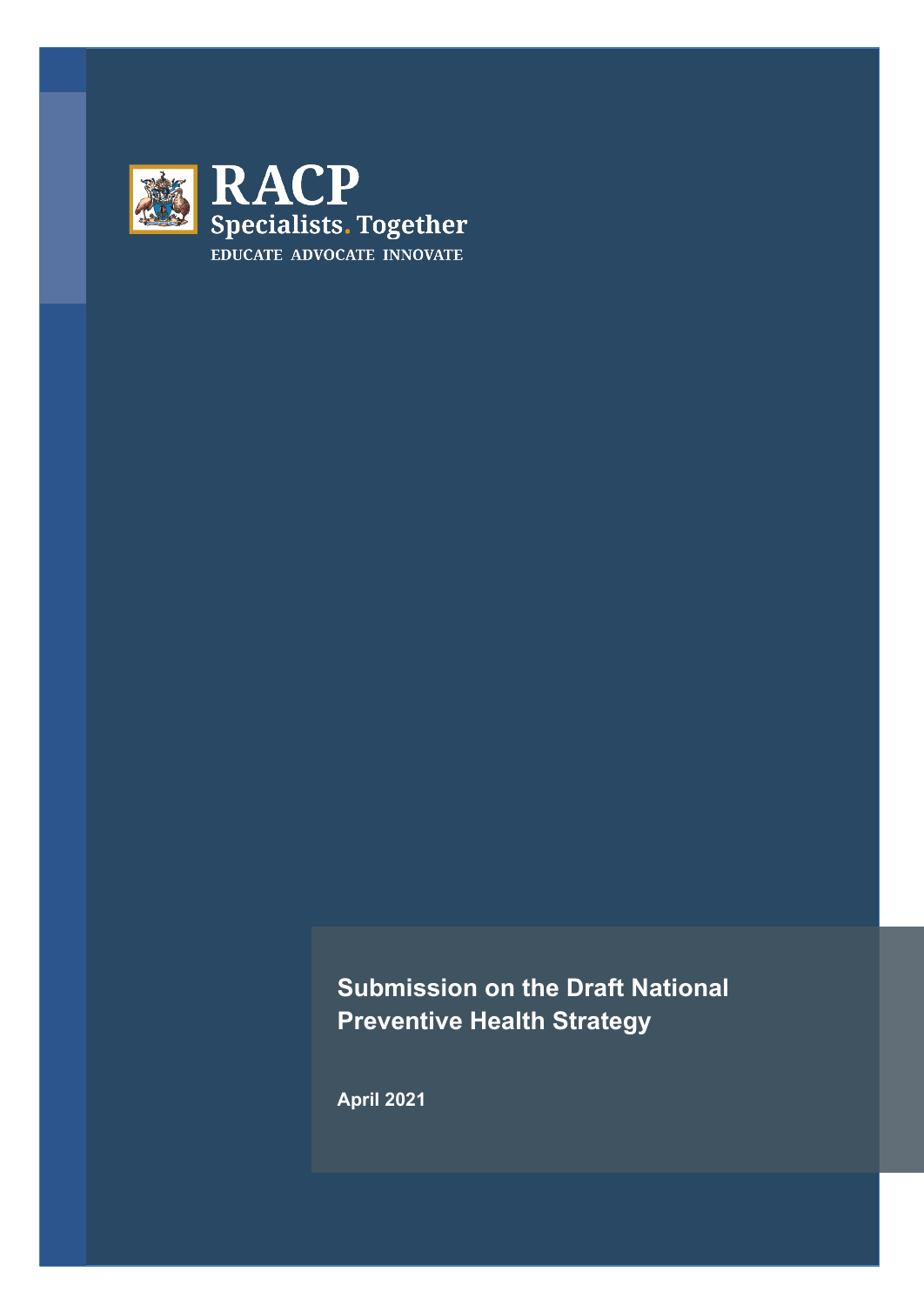RACP

Specialists. Together

EDUCATE ADVOCATE INNOVATE

# Submission on the Draft National Preventive Health Strategy

April 2021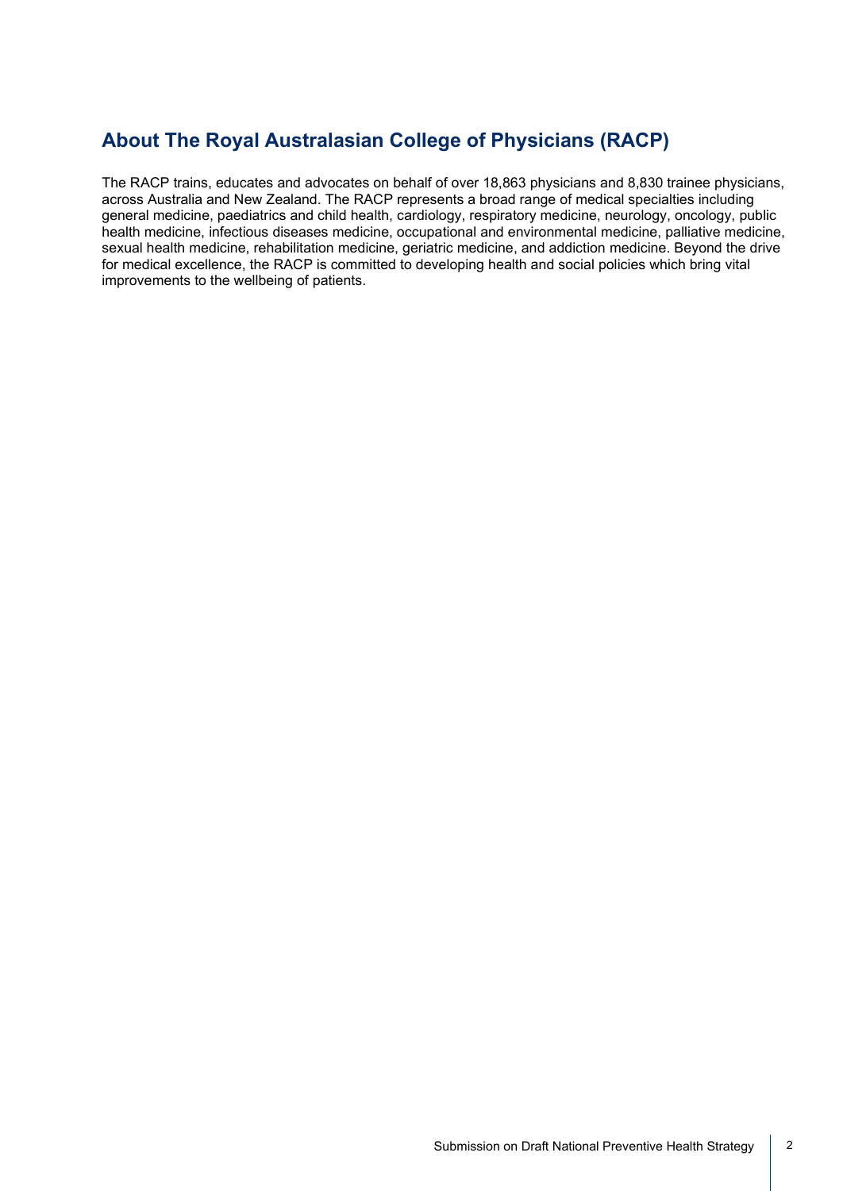## About The Royal Australasian College of Physicians (RACP)

The RACP trains, educates and advocates on behalf of over 18,863 physicians and 8,830 trainee physicians, across Australia and New Zealand. The RACP represents a broad range of medical specialties including general medicine, paediatrics and child health, cardiology, respiratory medicine, neurology, oncology, public health medicine, infectious diseases medicine, occupational and environmental medicine, palliative medicine, sexual health medicine, rehabilitation medicine, geriatric medicine, and addiction medicine. Beyond the drive for medical excellence, the RACP is committed to developing health and social policies which bring vital improvements to the wellbeing of patients.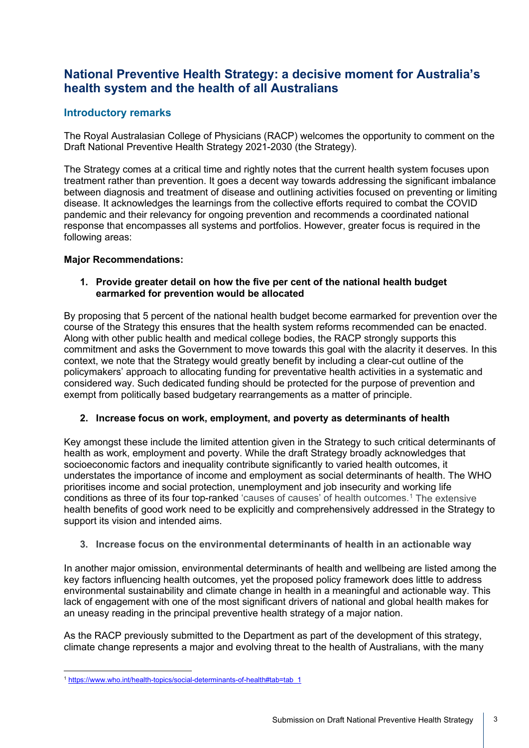# National Preventive Health Strategy: a decisive moment for Australia's health system and the health of all Australians

## Introductory remarks

The Royal Australasian College of Physicians (RACP) welcomes the opportunity to comment on the Draft National Preventive Health Strategy 2021-2030 (the Strategy).

The Strategy comes at a critical time and rightly notes that the current health system focuses upon treatment rather than prevention. It goes a decent way towards addressing the significant imbalance between diagnosis and treatment of disease and outlining activities focused on preventing or limiting disease. It acknowledges the learnings from the collective efforts required to combat the COVID pandemic and their relevancy for ongoing prevention and recommends a coordinated national response that encompasses all systems and portfolios. However, greater focus is required in the following areas:

**Major Recommendations:**

1. **Provide greater detail on how the five per cent of the national health budget earmarked for prevention would be allocated**

By proposing that 5 percent of the national health budget become earmarked for prevention over the course of the Strategy this ensures that the health system reforms recommended can be enacted. Along with other public health and medical college bodies, the RACP strongly supports this commitment and asks the Government to move towards this goal with the alacrity it deserves. In this context, we note that the Strategy would greatly benefit by including a clear-cut outline of the policymakers' approach to allocating funding for preventative health activities in a systematic and considered way. Such dedicated funding should be protected for the purpose of prevention and exempt from politically based budgetary rearrangements as a matter of principle.

2. **Increase focus on work, employment, and poverty as determinants of health**

Key amongst these include the limited attention given in the Strategy to such critical determinants of health as work, employment and poverty. While the draft Strategy broadly acknowledges that socioeconomic factors and inequality contribute significantly to varied health outcomes, it understates the importance of income and employment as social determinants of health. The WHO prioritises income and social protection, unemployment and job insecurity and working life conditions as three of its four top-ranked 'causes of causes' of health outcomes.[1] The extensive health benefits of good work need to be explicitly and comprehensively addressed in the Strategy to support its vision and intended aims.

3. **Increase focus on the environmental determinants of health in an actionable way**

In another major omission, environmental determinants of health and wellbeing are listed among the key factors influencing health outcomes, yet the proposed policy framework does little to address environmental sustainability and climate change in health in a meaningful and actionable way. This lack of engagement with one of the most significant drivers of national and global health makes for an uneasy reading in the principal preventive health strategy of a major nation.

As the RACP previously submitted to the Department as part of the development of this strategy, climate change represents a major and evolving threat to the health of Australians, with the many

---

[1] https://www.who.int/health-topics/social-determinants-of-health#tab=tab_1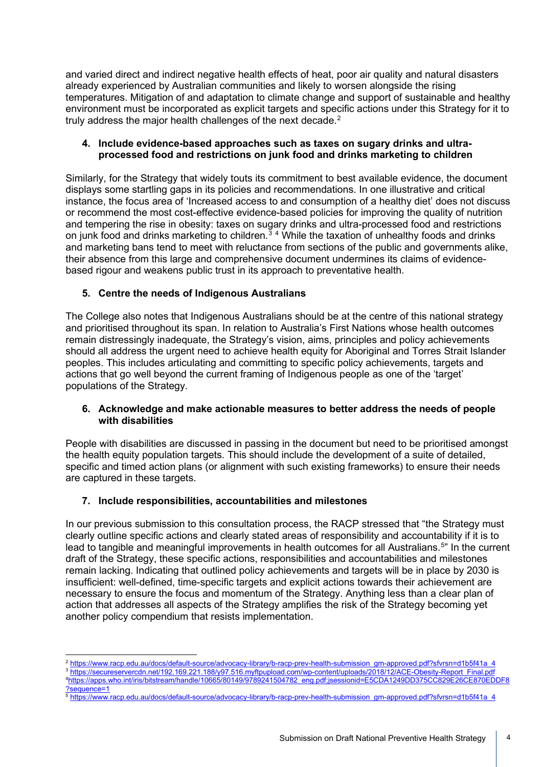and varied direct and indirect negative health effects of heat, poor air quality and natural disasters already experienced by Australian communities and likely to worsen alongside the rising temperatures. Mitigation of and adaptation to climate change and support of sustainable and healthy environment must be incorporated as explicit targets and specific actions under this Strategy for it to truly address the major health challenges of the next decade.[2]

**4. Include evidence-based approaches such as taxes on sugary drinks and ultra-processed food and restrictions on junk food and drinks marketing to children**

Similarly, for the Strategy that widely touts its commitment to best available evidence, the document displays some startling gaps in its policies and recommendations. In one illustrative and critical instance, the focus area of 'Increased access to and consumption of a healthy diet' does not discuss or recommend the most cost-effective evidence-based policies for improving the quality of nutrition and tempering the rise in obesity: taxes on sugary drinks and ultra-processed food and restrictions on junk food and drinks marketing to children.[3] [4] While the taxation of unhealthy foods and drinks and marketing bans tend to meet with reluctance from sections of the public and governments alike, their absence from this large and comprehensive document undermines its claims of evidence-based rigour and weakens public trust in its approach to preventative health.

**5. Centre the needs of Indigenous Australians**

The College also notes that Indigenous Australians should be at the centre of this national strategy and prioritised throughout its span. In relation to Australia's First Nations whose health outcomes remain distressingly inadequate, the Strategy's vision, aims, principles and policy achievements should all address the urgent need to achieve health equity for Aboriginal and Torres Strait Islander peoples. This includes articulating and committing to specific policy achievements, targets and actions that go well beyond the current framing of Indigenous people as one of the 'target' populations of the Strategy.

**6. Acknowledge and make actionable measures to better address the needs of people with disabilities**

People with disabilities are discussed in passing in the document but need to be prioritised amongst the health equity population targets. This should include the development of a suite of detailed, specific and timed action plans (or alignment with such existing frameworks) to ensure their needs are captured in these targets.

**7. Include responsibilities, accountabilities and milestones**

In our previous submission to this consultation process, the RACP stressed that "the Strategy must clearly outline specific actions and clearly stated areas of responsibility and accountability if it is to lead to tangible and meaningful improvements in health outcomes for all Australians.[5]" In the current draft of the Strategy, these specific actions, responsibilities and accountabilities and milestones remain lacking. Indicating that outlined policy achievements and targets will be in place by 2030 is insufficient: well-defined, time-specific targets and explicit actions towards their achievement are necessary to ensure the focus and momentum of the Strategy. Anything less than a clear plan of action that addresses all aspects of the Strategy amplifies the risk of the Strategy becoming yet another policy compendium that resists implementation.

---

[2] https://www.racp.edu.au/docs/default-source/advocacy-library/b-racp-prev-health-submission_gm-approved.pdf?sfvrsn=d1b5f41a_4

[3] https://secureservercdn.net/192.169.221.188/y97.516.myftpupload.com/wp-content/uploads/2018/12/ACE-Obesity-Report_Final.pdf

[4] https://apps.who.int/iris/bitstream/handle/10665/80149/9789241504782_eng.pdf;jsessionid=E5CDA1249DD375CC829E26CE870EDDF8?sequence=1

[5] https://www.racp.edu.au/docs/default-source/advocacy-library/b-racp-prev-health-submission_gm-approved.pdf?sfvrsn=d1b5f41a_4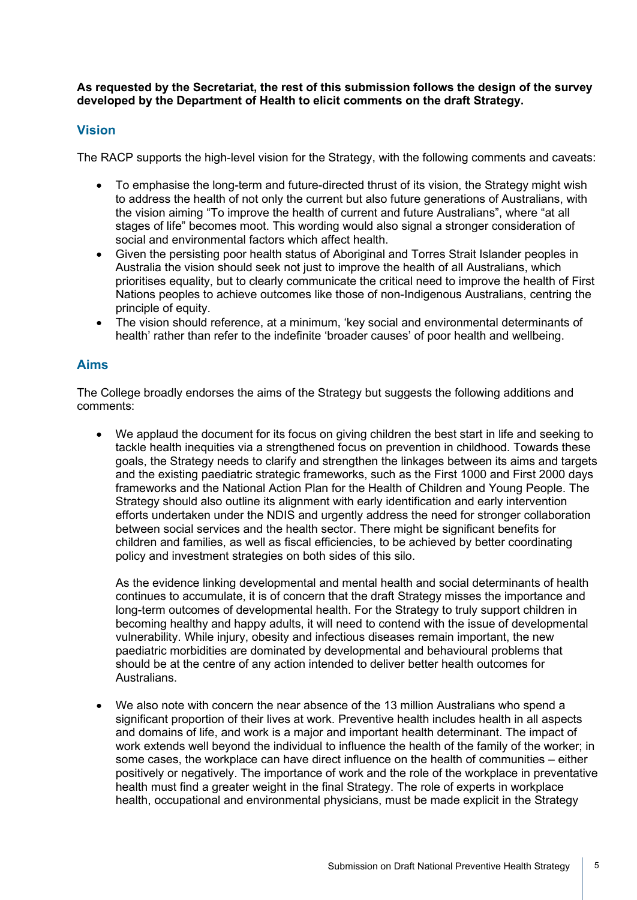**As requested by the Secretariat, the rest of this submission follows the design of the survey developed by the Department of Health to elicit comments on the draft Strategy.**

## Vision

The RACP supports the high-level vision for the Strategy, with the following comments and caveats:

- To emphasise the long-term and future-directed thrust of its vision, the Strategy might wish to address the health of not only the current but also future generations of Australians, with the vision aiming "To improve the health of current and future Australians", where "at all stages of life" becomes moot. This wording would also signal a stronger consideration of social and environmental factors which affect health.
- Given the persisting poor health status of Aboriginal and Torres Strait Islander peoples in Australia the vision should seek not just to improve the health of all Australians, which prioritises equality, but to clearly communicate the critical need to improve the health of First Nations peoples to achieve outcomes like those of non-Indigenous Australians, centring the principle of equity.
- The vision should reference, at a minimum, 'key social and environmental determinants of health' rather than refer to the indefinite 'broader causes' of poor health and wellbeing.

## Aims

The College broadly endorses the aims of the Strategy but suggests the following additions and comments:

- We applaud the document for its focus on giving children the best start in life and seeking to tackle health inequities via a strengthened focus on prevention in childhood. Towards these goals, the Strategy needs to clarify and strengthen the linkages between its aims and targets and the existing paediatric strategic frameworks, such as the First 1000 and First 2000 days frameworks and the National Action Plan for the Health of Children and Young People. The Strategy should also outline its alignment with early identification and early intervention efforts undertaken under the NDIS and urgently address the need for stronger collaboration between social services and the health sector. There might be significant benefits for children and families, as well as fiscal efficiencies, to be achieved by better coordinating policy and investment strategies on both sides of this silo.

  As the evidence linking developmental and mental health and social determinants of health continues to accumulate, it is of concern that the draft Strategy misses the importance and long-term outcomes of developmental health. For the Strategy to truly support children in becoming healthy and happy adults, it will need to contend with the issue of developmental vulnerability. While injury, obesity and infectious diseases remain important, the new paediatric morbidities are dominated by developmental and behavioural problems that should be at the centre of any action intended to deliver better health outcomes for Australians.

- We also note with concern the near absence of the 13 million Australians who spend a significant proportion of their lives at work. Preventive health includes health in all aspects and domains of life, and work is a major and important health determinant. The impact of work extends well beyond the individual to influence the health of the family of the worker; in some cases, the workplace can have direct influence on the health of communities – either positively or negatively. The importance of work and the role of the workplace in preventative health must find a greater weight in the final Strategy. The role of experts in workplace health, occupational and environmental physicians, must be made explicit in the Strategy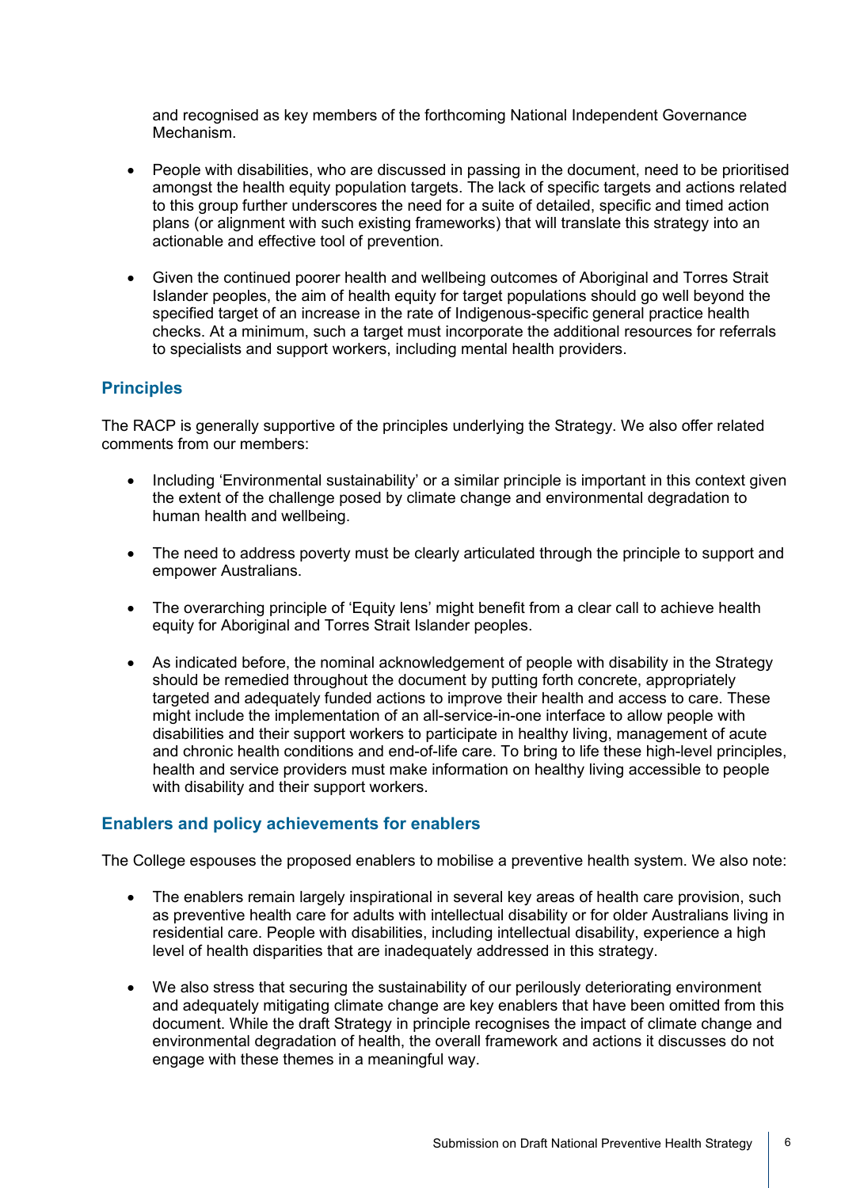and recognised as key members of the forthcoming National Independent Governance Mechanism.

- People with disabilities, who are discussed in passing in the document, need to be prioritised amongst the health equity population targets. The lack of specific targets and actions related to this group further underscores the need for a suite of detailed, specific and timed action plans (or alignment with such existing frameworks) that will translate this strategy into an actionable and effective tool of prevention.

- Given the continued poorer health and wellbeing outcomes of Aboriginal and Torres Strait Islander peoples, the aim of health equity for target populations should go well beyond the specified target of an increase in the rate of Indigenous-specific general practice health checks. At a minimum, such a target must incorporate the additional resources for referrals to specialists and support workers, including mental health providers.

## Principles

The RACP is generally supportive of the principles underlying the Strategy. We also offer related comments from our members:

- Including 'Environmental sustainability' or a similar principle is important in this context given the extent of the challenge posed by climate change and environmental degradation to human health and wellbeing.

- The need to address poverty must be clearly articulated through the principle to support and empower Australians.

- The overarching principle of 'Equity lens' might benefit from a clear call to achieve health equity for Aboriginal and Torres Strait Islander peoples.

- As indicated before, the nominal acknowledgement of people with disability in the Strategy should be remedied throughout the document by putting forth concrete, appropriately targeted and adequately funded actions to improve their health and access to care. These might include the implementation of an all-service-in-one interface to allow people with disabilities and their support workers to participate in healthy living, management of acute and chronic health conditions and end-of-life care. To bring to life these high-level principles, health and service providers must make information on healthy living accessible to people with disability and their support workers.

## Enablers and policy achievements for enablers

The College espouses the proposed enablers to mobilise a preventive health system. We also note:

- The enablers remain largely inspirational in several key areas of health care provision, such as preventive health care for adults with intellectual disability or for older Australians living in residential care. People with disabilities, including intellectual disability, experience a high level of health disparities that are inadequately addressed in this strategy.

- We also stress that securing the sustainability of our perilously deteriorating environment and adequately mitigating climate change are key enablers that have been omitted from this document. While the draft Strategy in principle recognises the impact of climate change and environmental degradation of health, the overall framework and actions it discusses do not engage with these themes in a meaningful way.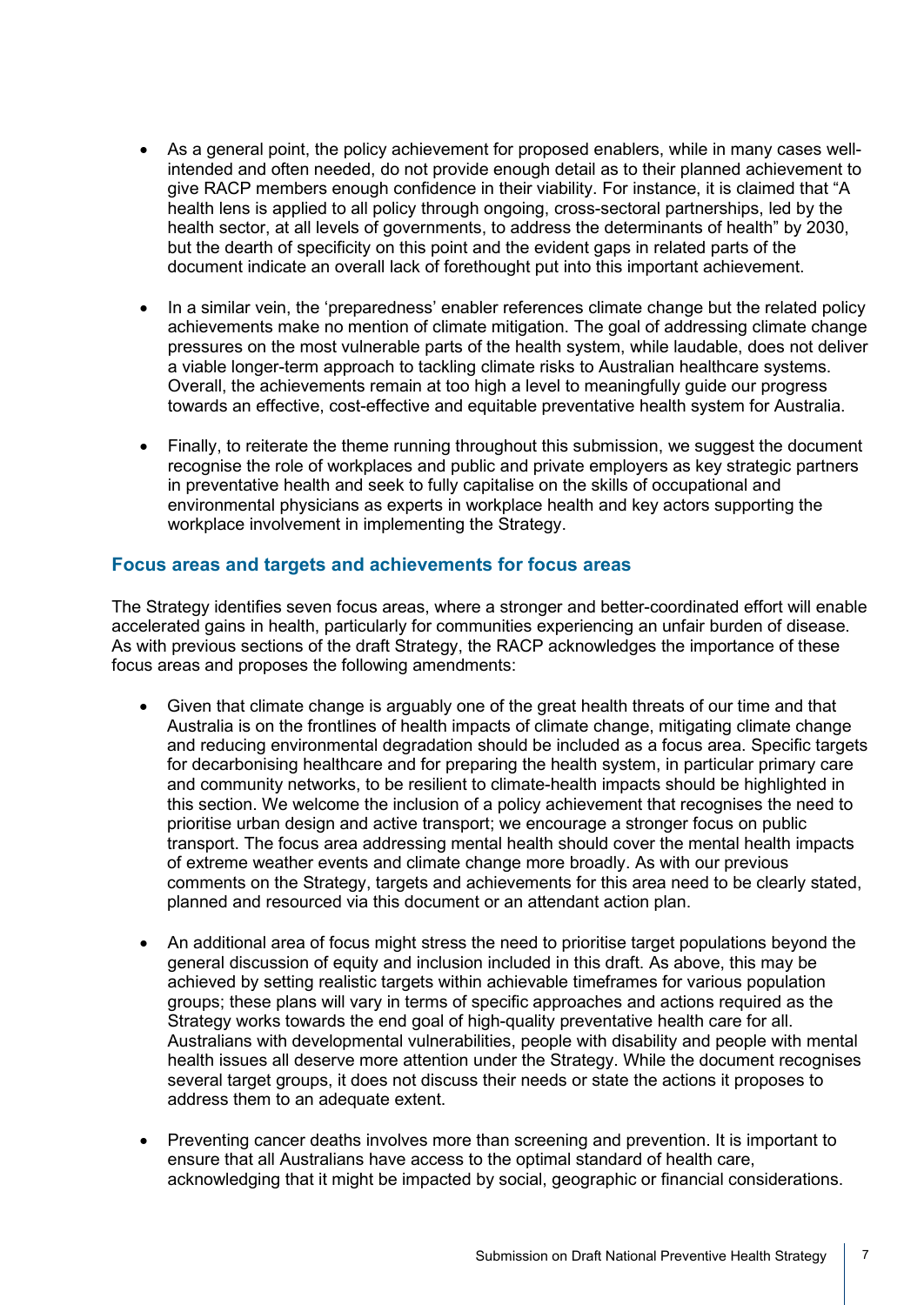- As a general point, the policy achievement for proposed enablers, while in many cases well-intended and often needed, do not provide enough detail as to their planned achievement to give RACP members enough confidence in their viability. For instance, it is claimed that "A health lens is applied to all policy through ongoing, cross-sectoral partnerships, led by the health sector, at all levels of governments, to address the determinants of health" by 2030, but the dearth of specificity on this point and the evident gaps in related parts of the document indicate an overall lack of forethought put into this important achievement.

- In a similar vein, the 'preparedness' enabler references climate change but the related policy achievements make no mention of climate mitigation. The goal of addressing climate change pressures on the most vulnerable parts of the health system, while laudable, does not deliver a viable longer-term approach to tackling climate risks to Australian healthcare systems. Overall, the achievements remain at too high a level to meaningfully guide our progress towards an effective, cost-effective and equitable preventative health system for Australia.

- Finally, to reiterate the theme running throughout this submission, we suggest the document recognise the role of workplaces and public and private employers as key strategic partners in preventative health and seek to fully capitalise on the skills of occupational and environmental physicians as experts in workplace health and key actors supporting the workplace involvement in implementing the Strategy.

### Focus areas and targets and achievements for focus areas

The Strategy identifies seven focus areas, where a stronger and better-coordinated effort will enable accelerated gains in health, particularly for communities experiencing an unfair burden of disease. As with previous sections of the draft Strategy, the RACP acknowledges the importance of these focus areas and proposes the following amendments:

- Given that climate change is arguably one of the great health threats of our time and that Australia is on the frontlines of health impacts of climate change, mitigating climate change and reducing environmental degradation should be included as a focus area. Specific targets for decarbonising healthcare and for preparing the health system, in particular primary care and community networks, to be resilient to climate-health impacts should be highlighted in this section. We welcome the inclusion of a policy achievement that recognises the need to prioritise urban design and active transport; we encourage a stronger focus on public transport. The focus area addressing mental health should cover the mental health impacts of extreme weather events and climate change more broadly. As with our previous comments on the Strategy, targets and achievements for this area need to be clearly stated, planned and resourced via this document or an attendant action plan.

- An additional area of focus might stress the need to prioritise target populations beyond the general discussion of equity and inclusion included in this draft. As above, this may be achieved by setting realistic targets within achievable timeframes for various population groups; these plans will vary in terms of specific approaches and actions required as the Strategy works towards the end goal of high-quality preventative health care for all. Australians with developmental vulnerabilities, people with disability and people with mental health issues all deserve more attention under the Strategy. While the document recognises several target groups, it does not discuss their needs or state the actions it proposes to address them to an adequate extent.

- Preventing cancer deaths involves more than screening and prevention. It is important to ensure that all Australians have access to the optimal standard of health care, acknowledging that it might be impacted by social, geographic or financial considerations.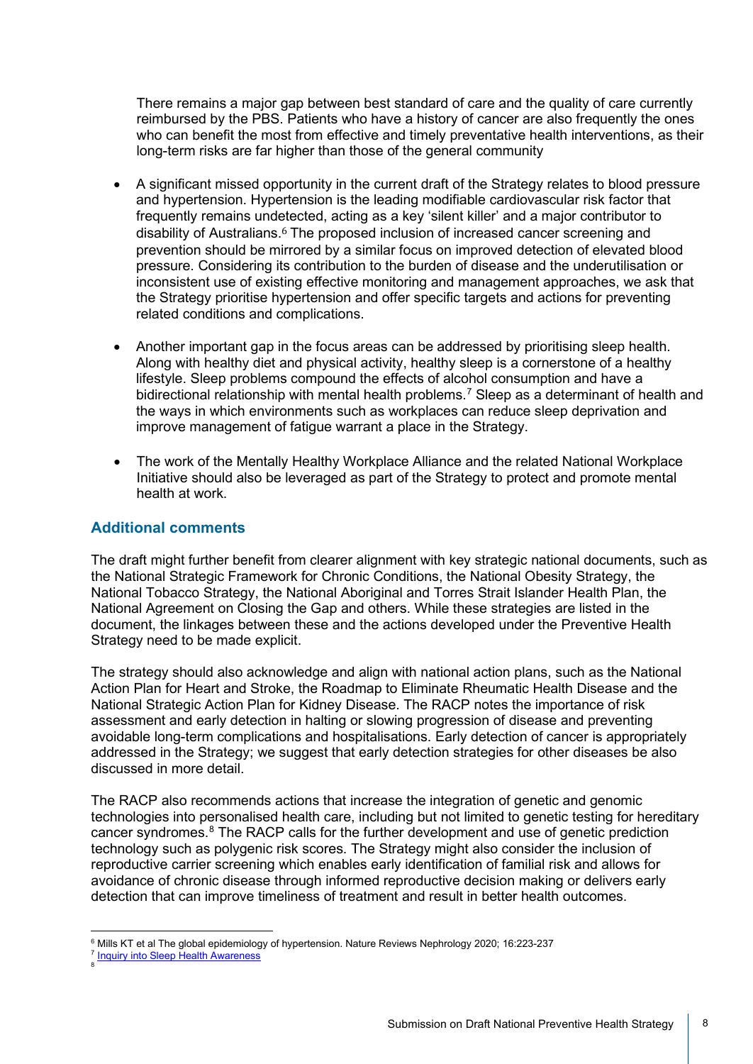There remains a major gap between best standard of care and the quality of care currently reimbursed by the PBS. Patients who have a history of cancer are also frequently the ones who can benefit the most from effective and timely preventative health interventions, as their long-term risks are far higher than those of the general community

- A significant missed opportunity in the current draft of the Strategy relates to blood pressure and hypertension. Hypertension is the leading modifiable cardiovascular risk factor that frequently remains undetected, acting as a key 'silent killer' and a major contributor to disability of Australians.[6] The proposed inclusion of increased cancer screening and prevention should be mirrored by a similar focus on improved detection of elevated blood pressure. Considering its contribution to the burden of disease and the underutilisation or inconsistent use of existing effective monitoring and management approaches, we ask that the Strategy prioritise hypertension and offer specific targets and actions for preventing related conditions and complications.

- Another important gap in the focus areas can be addressed by prioritising sleep health. Along with healthy diet and physical activity, healthy sleep is a cornerstone of a healthy lifestyle. Sleep problems compound the effects of alcohol consumption and have a bidirectional relationship with mental health problems.[7] Sleep as a determinant of health and the ways in which environments such as workplaces can reduce sleep deprivation and improve management of fatigue warrant a place in the Strategy.

- The work of the Mentally Healthy Workplace Alliance and the related National Workplace Initiative should also be leveraged as part of the Strategy to protect and promote mental health at work.

## Additional comments

The draft might further benefit from clearer alignment with key strategic national documents, such as the National Strategic Framework for Chronic Conditions, the National Obesity Strategy, the National Tobacco Strategy, the National Aboriginal and Torres Strait Islander Health Plan, the National Agreement on Closing the Gap and others. While these strategies are listed in the document, the linkages between these and the actions developed under the Preventive Health Strategy need to be made explicit.

The strategy should also acknowledge and align with national action plans, such as the National Action Plan for Heart and Stroke, the Roadmap to Eliminate Rheumatic Health Disease and the National Strategic Action Plan for Kidney Disease. The RACP notes the importance of risk assessment and early detection in halting or slowing progression of disease and preventing avoidable long-term complications and hospitalisations. Early detection of cancer is appropriately addressed in the Strategy; we suggest that early detection strategies for other diseases be also discussed in more detail.

The RACP also recommends actions that increase the integration of genetic and genomic technologies into personalised health care, including but not limited to genetic testing for hereditary cancer syndromes.[8] The RACP calls for the further development and use of genetic prediction technology such as polygenic risk scores. The Strategy might also consider the inclusion of reproductive carrier screening which enables early identification of familial risk and allows for avoidance of chronic disease through informed reproductive decision making or delivers early detection that can improve timeliness of treatment and result in better health outcomes.

---

[6] Mills KT et al The global epidemiology of hypertension. Nature Reviews Nephrology 2020; 16:223-237

[7] Inquiry into Sleep Health Awareness

[8]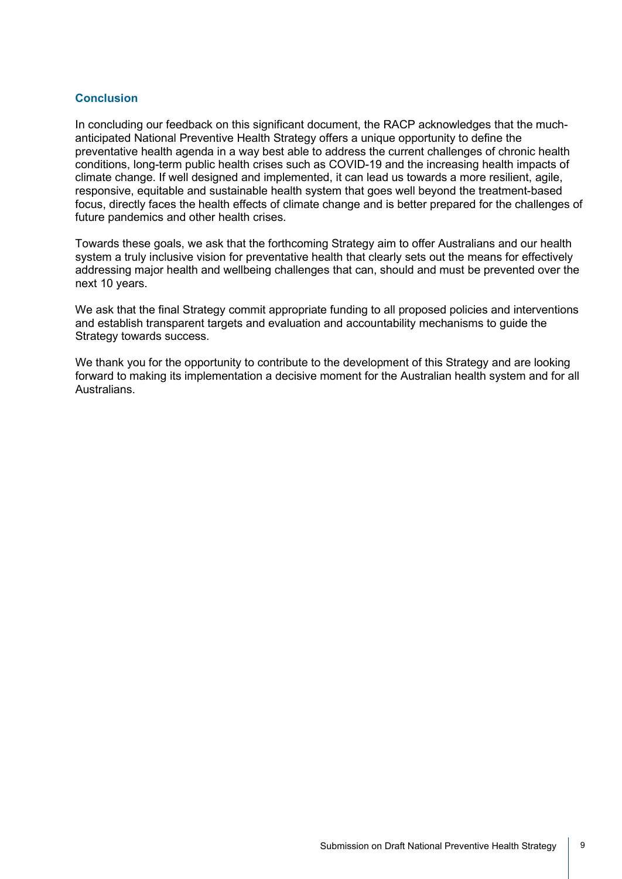## Conclusion

In concluding our feedback on this significant document, the RACP acknowledges that the much-anticipated National Preventive Health Strategy offers a unique opportunity to define the preventative health agenda in a way best able to address the current challenges of chronic health conditions, long-term public health crises such as COVID-19 and the increasing health impacts of climate change. If well designed and implemented, it can lead us towards a more resilient, agile, responsive, equitable and sustainable health system that goes well beyond the treatment-based focus, directly faces the health effects of climate change and is better prepared for the challenges of future pandemics and other health crises.

Towards these goals, we ask that the forthcoming Strategy aim to offer Australians and our health system a truly inclusive vision for preventative health that clearly sets out the means for effectively addressing major health and wellbeing challenges that can, should and must be prevented over the next 10 years.

We ask that the final Strategy commit appropriate funding to all proposed policies and interventions and establish transparent targets and evaluation and accountability mechanisms to guide the Strategy towards success.

We thank you for the opportunity to contribute to the development of this Strategy and are looking forward to making its implementation a decisive moment for the Australian health system and for all Australians.